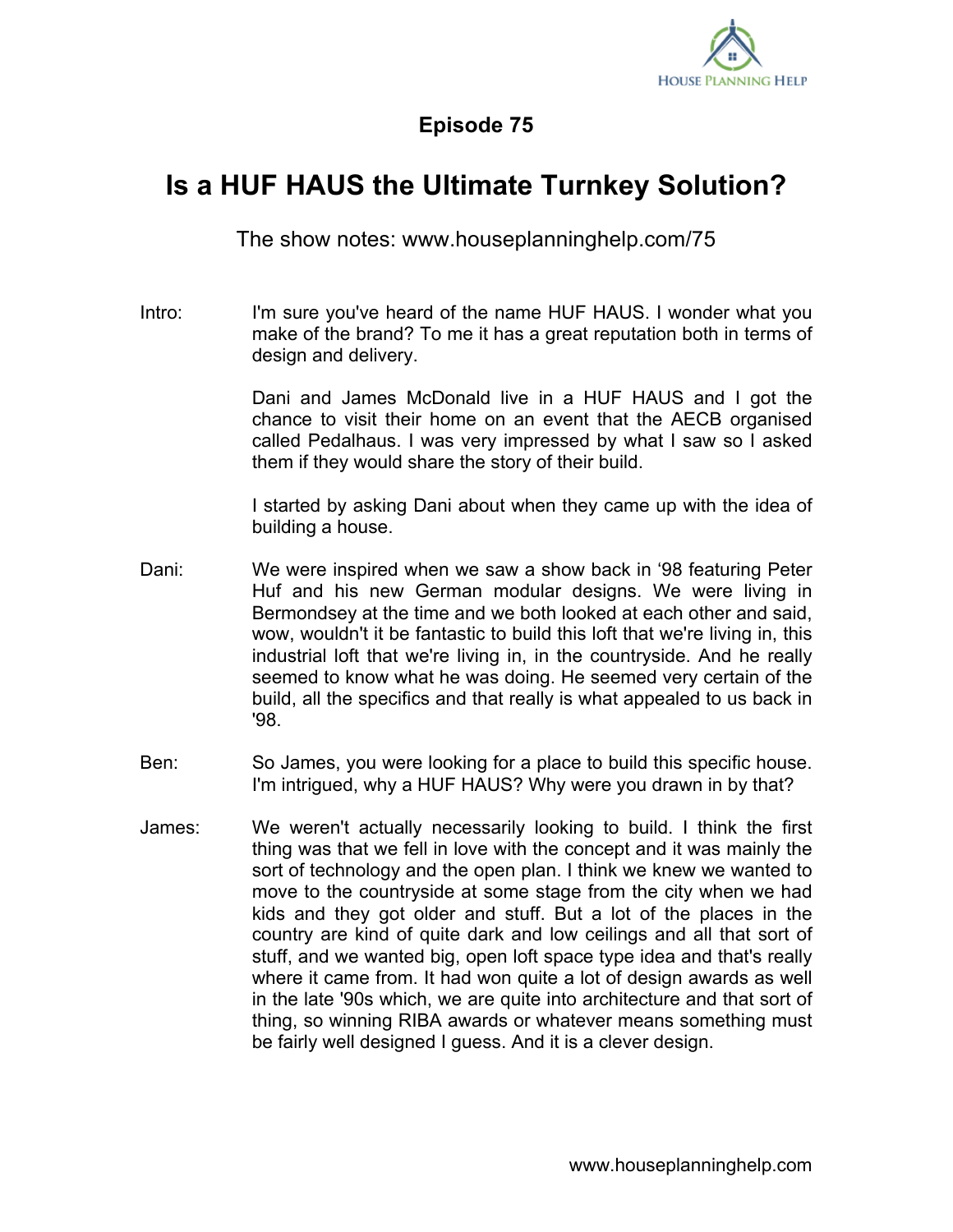**Episode 75**

# Is a HUF HAUS the Ultimate Turnkey Solution?

The show notes: www.houseplanninghelp.com/75

**Intro:** I'm sure you've heard of the name HUF HAUS. I wonder what you make of the brand? To me it has a great reputation both in terms of design and delivery.

Dani and James McDonald live in a HUF HAUS and I got the chance to visit their home on an event that the AECB organised called Pedalhaus. I was very impressed by what I saw so I asked them if they would share the story of their build.

I started by asking Dani about when they came up with the idea of building a house.

**Dani:** We were inspired when we saw a show back in '98 featuring Peter Huf and his new German modular designs. We were living in Bermondsey at the time and we both looked at each other and said, wow, wouldn't it be fantastic to build this loft that we're living in, this industrial loft that we're living in, in the countryside. And he really seemed to know what he was doing. He seemed very certain of the build, all the specifics and that really is what appealed to us back in '98.

**Ben:** So James, you were looking for a place to build this specific house. I'm intrigued, why a HUF HAUS? Why were you drawn in by that?

**James:** We weren't actually necessarily looking to build. I think the first thing was that we fell in love with the concept and it was mainly the sort of technology and the open plan. I think we knew we wanted to move to the countryside at some stage from the city when we had kids and they got older and stuff. But a lot of the places in the country are kind of quite dark and low ceilings and all that sort of stuff, and we wanted big, open loft space type idea and that's really where it came from. It had won quite a lot of design awards as well in the late '90s which, we are quite into architecture and that sort of thing, so winning RIBA awards or whatever means something must be fairly well designed I guess. And it is a clever design.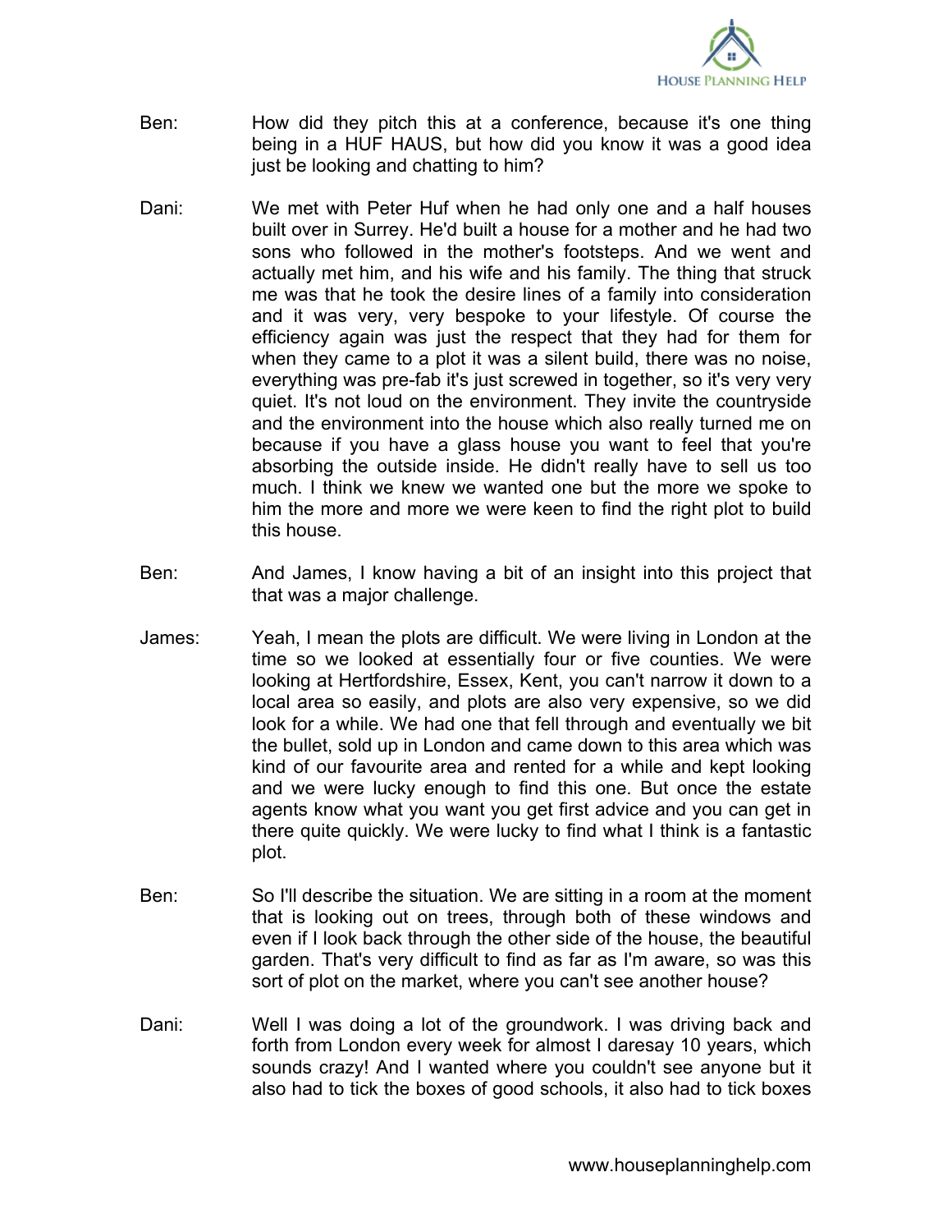Ben: How did they pitch this at a conference, because it's one thing being in a HUF HAUS, but how did you know it was a good idea just be looking and chatting to him?

Dani: We met with Peter Huf when he had only one and a half houses built over in Surrey. He'd built a house for a mother and he had two sons who followed in the mother's footsteps. And we went and actually met him, and his wife and his family. The thing that struck me was that he took the desire lines of a family into consideration and it was very, very bespoke to your lifestyle. Of course the efficiency again was just the respect that they had for them for when they came to a plot it was a silent build, there was no noise, everything was pre-fab it's just screwed in together, so it's very very quiet. It's not loud on the environment. They invite the countryside and the environment into the house which also really turned me on because if you have a glass house you want to feel that you're absorbing the outside inside. He didn't really have to sell us too much. I think we knew we wanted one but the more we spoke to him the more and more we were keen to find the right plot to build this house.

Ben: And James, I know having a bit of an insight into this project that that was a major challenge.

James: Yeah, I mean the plots are difficult. We were living in London at the time so we looked at essentially four or five counties. We were looking at Hertfordshire, Essex, Kent, you can't narrow it down to a local area so easily, and plots are also very expensive, so we did look for a while. We had one that fell through and eventually we bit the bullet, sold up in London and came down to this area which was kind of our favourite area and rented for a while and kept looking and we were lucky enough to find this one. But once the estate agents know what you want you get first advice and you can get in there quite quickly. We were lucky to find what I think is a fantastic plot.

Ben: So I'll describe the situation. We are sitting in a room at the moment that is looking out on trees, through both of these windows and even if I look back through the other side of the house, the beautiful garden. That's very difficult to find as far as I'm aware, so was this sort of plot on the market, where you can't see another house?

Dani: Well I was doing a lot of the groundwork. I was driving back and forth from London every week for almost I daresay 10 years, which sounds crazy! And I wanted where you couldn't see anyone but it also had to tick the boxes of good schools, it also had to tick boxes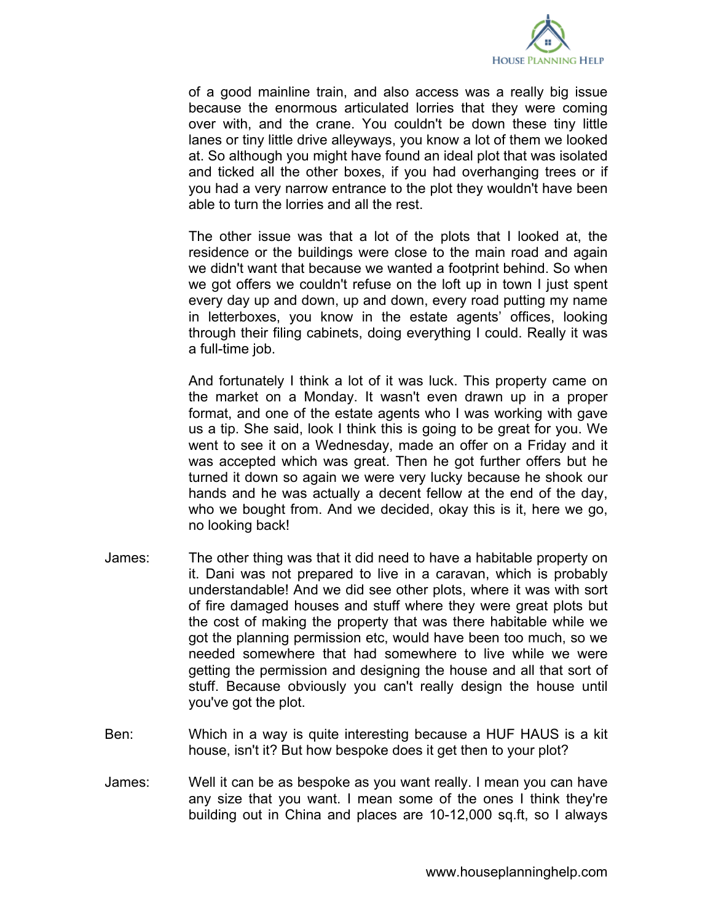of a good mainline train, and also access was a really big issue because the enormous articulated lorries that they were coming over with, and the crane. You couldn't be down these tiny little lanes or tiny little drive alleyways, you know a lot of them we looked at. So although you might have found an ideal plot that was isolated and ticked all the other boxes, if you had overhanging trees or if you had a very narrow entrance to the plot they wouldn't have been able to turn the lorries and all the rest.

The other issue was that a lot of the plots that I looked at, the residence or the buildings were close to the main road and again we didn't want that because we wanted a footprint behind. So when we got offers we couldn't refuse on the loft up in town I just spent every day up and down, up and down, every road putting my name in letterboxes, you know in the estate agents' offices, looking through their filing cabinets, doing everything I could. Really it was a full-time job.

And fortunately I think a lot of it was luck. This property came on the market on a Monday. It wasn't even drawn up in a proper format, and one of the estate agents who I was working with gave us a tip. She said, look I think this is going to be great for you. We went to see it on a Wednesday, made an offer on a Friday and it was accepted which was great. Then he got further offers but he turned it down so again we were very lucky because he shook our hands and he was actually a decent fellow at the end of the day, who we bought from. And we decided, okay this is it, here we go, no looking back!

James: The other thing was that it did need to have a habitable property on it. Dani was not prepared to live in a caravan, which is probably understandable! And we did see other plots, where it was with sort of fire damaged houses and stuff where they were great plots but the cost of making the property that was there habitable while we got the planning permission etc, would have been too much, so we needed somewhere that had somewhere to live while we were getting the permission and designing the house and all that sort of stuff. Because obviously you can't really design the house until you've got the plot.

Ben: Which in a way is quite interesting because a HUF HAUS is a kit house, isn't it? But how bespoke does it get then to your plot?

James: Well it can be as bespoke as you want really. I mean you can have any size that you want. I mean some of the ones I think they're building out in China and places are 10-12,000 sq.ft, so I always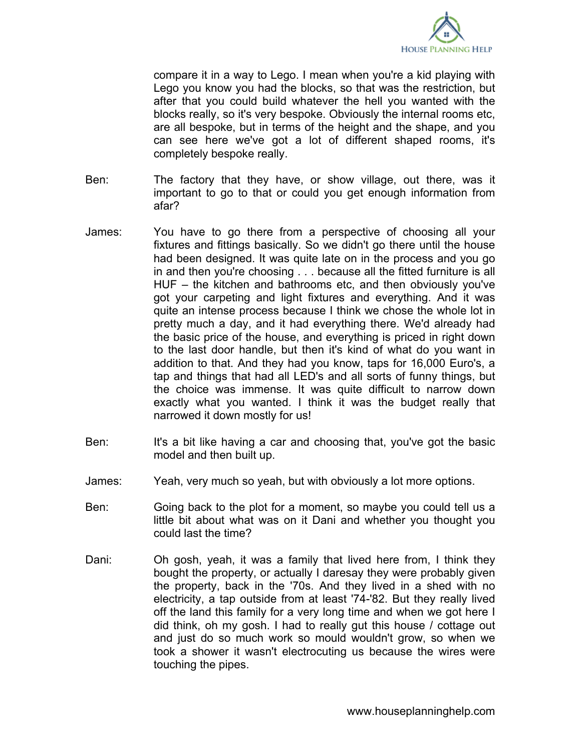compare it in a way to Lego. I mean when you're a kid playing with Lego you know you had the blocks, so that was the restriction, but after that you could build whatever the hell you wanted with the blocks really, so it's very bespoke. Obviously the internal rooms etc, are all bespoke, but in terms of the height and the shape, and you can see here we've got a lot of different shaped rooms, it's completely bespoke really.

Ben: The factory that they have, or show village, out there, was it important to go to that or could you get enough information from afar?

James: You have to go there from a perspective of choosing all your fixtures and fittings basically. So we didn't go there until the house had been designed. It was quite late on in the process and you go in and then you're choosing . . . because all the fitted furniture is all HUF – the kitchen and bathrooms etc, and then obviously you've got your carpeting and light fixtures and everything. And it was quite an intense process because I think we chose the whole lot in pretty much a day, and it had everything there. We'd already had the basic price of the house, and everything is priced in right down to the last door handle, but then it's kind of what do you want in addition to that. And they had you know, taps for 16,000 Euro's, a tap and things that had all LED's and all sorts of funny things, but the choice was immense. It was quite difficult to narrow down exactly what you wanted. I think it was the budget really that narrowed it down mostly for us!

Ben: It's a bit like having a car and choosing that, you've got the basic model and then built up.

James: Yeah, very much so yeah, but with obviously a lot more options.

Ben: Going back to the plot for a moment, so maybe you could tell us a little bit about what was on it Dani and whether you thought you could last the time?

Dani: Oh gosh, yeah, it was a family that lived here from, I think they bought the property, or actually I daresay they were probably given the property, back in the '70s. And they lived in a shed with no electricity, a tap outside from at least '74-'82. But they really lived off the land this family for a very long time and when we got here I did think, oh my gosh. I had to really gut this house / cottage out and just do so much work so mould wouldn't grow, so when we took a shower it wasn't electrocuting us because the wires were touching the pipes.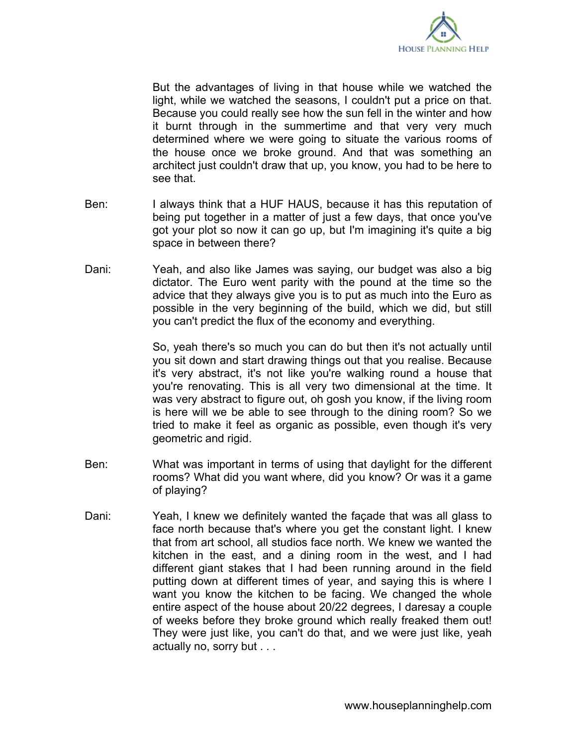But the advantages of living in that house while we watched the light, while we watched the seasons, I couldn't put a price on that. Because you could really see how the sun fell in the winter and how it burnt through in the summertime and that very very much determined where we were going to situate the various rooms of the house once we broke ground. And that was something an architect just couldn't draw that up, you know, you had to be here to see that.

Ben: I always think that a HUF HAUS, because it has this reputation of being put together in a matter of just a few days, that once you've got your plot so now it can go up, but I'm imagining it's quite a big space in between there?

Dani: Yeah, and also like James was saying, our budget was also a big dictator. The Euro went parity with the pound at the time so the advice that they always give you is to put as much into the Euro as possible in the very beginning of the build, which we did, but still you can't predict the flux of the economy and everything.

So, yeah there's so much you can do but then it's not actually until you sit down and start drawing things out that you realise. Because it's very abstract, it's not like you're walking round a house that you're renovating. This is all very two dimensional at the time. It was very abstract to figure out, oh gosh you know, if the living room is here will we be able to see through to the dining room? So we tried to make it feel as organic as possible, even though it's very geometric and rigid.

Ben: What was important in terms of using that daylight for the different rooms? What did you want where, did you know? Or was it a game of playing?

Dani: Yeah, I knew we definitely wanted the façade that was all glass to face north because that's where you get the constant light. I knew that from art school, all studios face north. We knew we wanted the kitchen in the east, and a dining room in the west, and I had different giant stakes that I had been running around in the field putting down at different times of year, and saying this is where I want you know the kitchen to be facing. We changed the whole entire aspect of the house about 20/22 degrees, I daresay a couple of weeks before they broke ground which really freaked them out! They were just like, you can't do that, and we were just like, yeah actually no, sorry but . . .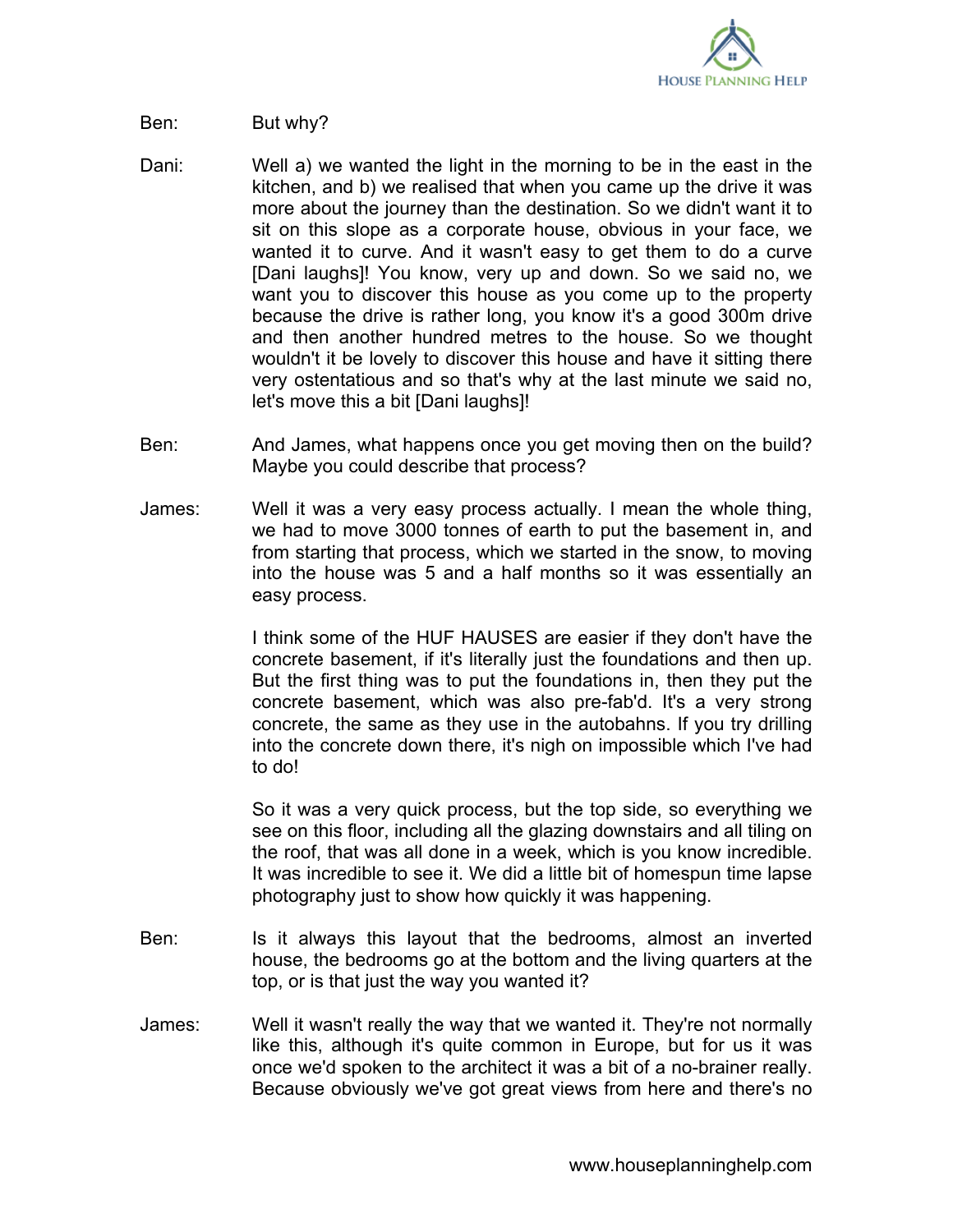Ben: But why?

Dani: Well a) we wanted the light in the morning to be in the east in the kitchen, and b) we realised that when you came up the drive it was more about the journey than the destination. So we didn't want it to sit on this slope as a corporate house, obvious in your face, we wanted it to curve. And it wasn't easy to get them to do a curve [Dani laughs]! You know, very up and down. So we said no, we want you to discover this house as you come up to the property because the drive is rather long, you know it's a good 300m drive and then another hundred metres to the house. So we thought wouldn't it be lovely to discover this house and have it sitting there very ostentatious and so that's why at the last minute we said no, let's move this a bit [Dani laughs]!

Ben: And James, what happens once you get moving then on the build? Maybe you could describe that process?

James: Well it was a very easy process actually. I mean the whole thing, we had to move 3000 tonnes of earth to put the basement in, and from starting that process, which we started in the snow, to moving into the house was 5 and a half months so it was essentially an easy process.

I think some of the HUF HAUSES are easier if they don't have the concrete basement, if it's literally just the foundations and then up. But the first thing was to put the foundations in, then they put the concrete basement, which was also pre-fab'd. It's a very strong concrete, the same as they use in the autobahns. If you try drilling into the concrete down there, it's nigh on impossible which I've had to do!

So it was a very quick process, but the top side, so everything we see on this floor, including all the glazing downstairs and all tiling on the roof, that was all done in a week, which is you know incredible. It was incredible to see it. We did a little bit of homespun time lapse photography just to show how quickly it was happening.

Ben: Is it always this layout that the bedrooms, almost an inverted house, the bedrooms go at the bottom and the living quarters at the top, or is that just the way you wanted it?

James: Well it wasn't really the way that we wanted it. They're not normally like this, although it's quite common in Europe, but for us it was once we'd spoken to the architect it was a bit of a no-brainer really. Because obviously we've got great views from here and there's no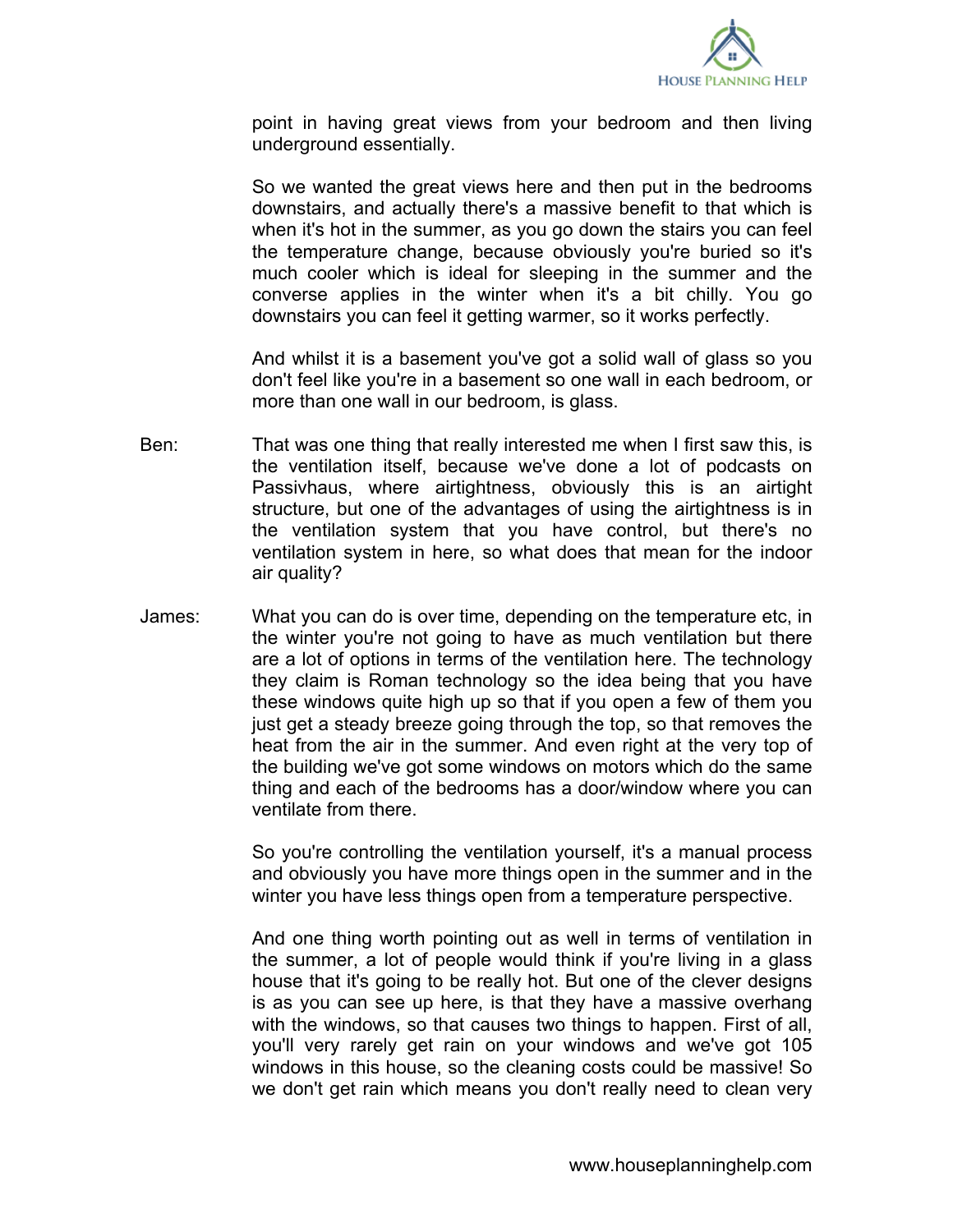point in having great views from your bedroom and then living underground essentially.

So we wanted the great views here and then put in the bedrooms downstairs, and actually there's a massive benefit to that which is when it's hot in the summer, as you go down the stairs you can feel the temperature change, because obviously you're buried so it's much cooler which is ideal for sleeping in the summer and the converse applies in the winter when it's a bit chilly. You go downstairs you can feel it getting warmer, so it works perfectly.

And whilst it is a basement you've got a solid wall of glass so you don't feel like you're in a basement so one wall in each bedroom, or more than one wall in our bedroom, is glass.

Ben: That was one thing that really interested me when I first saw this, is the ventilation itself, because we've done a lot of podcasts on Passivhaus, where airtightness, obviously this is an airtight structure, but one of the advantages of using the airtightness is in the ventilation system that you have control, but there's no ventilation system in here, so what does that mean for the indoor air quality?

James: What you can do is over time, depending on the temperature etc, in the winter you're not going to have as much ventilation but there are a lot of options in terms of the ventilation here. The technology they claim is Roman technology so the idea being that you have these windows quite high up so that if you open a few of them you just get a steady breeze going through the top, so that removes the heat from the air in the summer. And even right at the very top of the building we've got some windows on motors which do the same thing and each of the bedrooms has a door/window where you can ventilate from there.

So you're controlling the ventilation yourself, it's a manual process and obviously you have more things open in the summer and in the winter you have less things open from a temperature perspective.

And one thing worth pointing out as well in terms of ventilation in the summer, a lot of people would think if you're living in a glass house that it's going to be really hot. But one of the clever designs is as you can see up here, is that they have a massive overhang with the windows, so that causes two things to happen. First of all, you'll very rarely get rain on your windows and we've got 105 windows in this house, so the cleaning costs could be massive! So we don't get rain which means you don't really need to clean very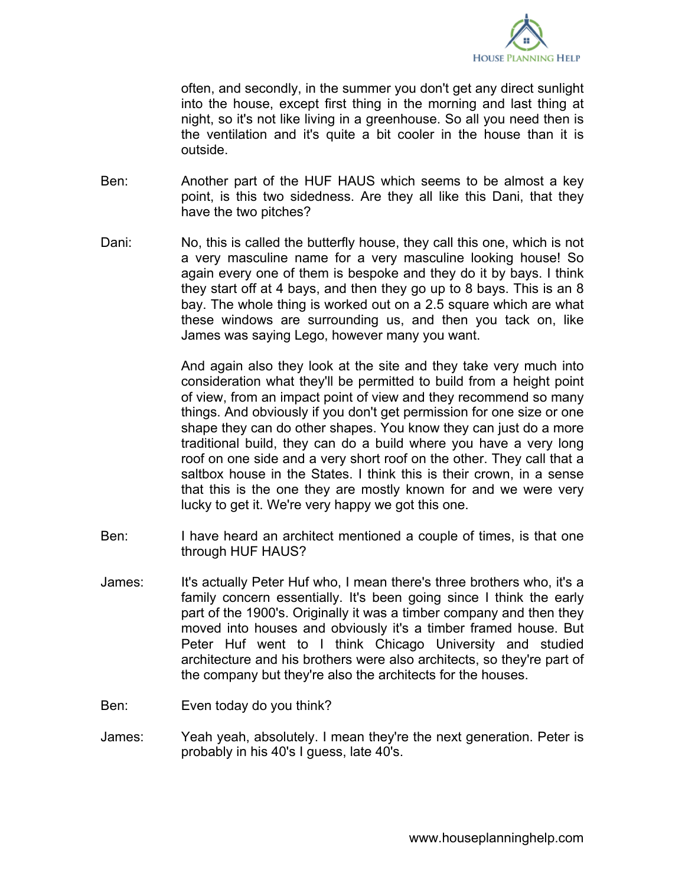often, and secondly, in the summer you don't get any direct sunlight into the house, except first thing in the morning and last thing at night, so it's not like living in a greenhouse. So all you need then is the ventilation and it's quite a bit cooler in the house than it is outside.

Ben: Another part of the HUF HAUS which seems to be almost a key point, is this two sidedness. Are they all like this Dani, that they have the two pitches?

Dani: No, this is called the butterfly house, they call this one, which is not a very masculine name for a very masculine looking house! So again every one of them is bespoke and they do it by bays. I think they start off at 4 bays, and then they go up to 8 bays. This is an 8 bay. The whole thing is worked out on a 2.5 square which are what these windows are surrounding us, and then you tack on, like James was saying Lego, however many you want.

And again also they look at the site and they take very much into consideration what they'll be permitted to build from a height point of view, from an impact point of view and they recommend so many things. And obviously if you don't get permission for one size or one shape they can do other shapes. You know they can just do a more traditional build, they can do a build where you have a very long roof on one side and a very short roof on the other. They call that a saltbox house in the States. I think this is their crown, in a sense that this is the one they are mostly known for and we were very lucky to get it. We're very happy we got this one.

Ben: I have heard an architect mentioned a couple of times, is that one through HUF HAUS?

James: It's actually Peter Huf who, I mean there's three brothers who, it's a family concern essentially. It's been going since I think the early part of the 1900's. Originally it was a timber company and then they moved into houses and obviously it's a timber framed house. But Peter Huf went to I think Chicago University and studied architecture and his brothers were also architects, so they're part of the company but they're also the architects for the houses.

Ben: Even today do you think?

James: Yeah yeah, absolutely. I mean they're the next generation. Peter is probably in his 40's I guess, late 40's.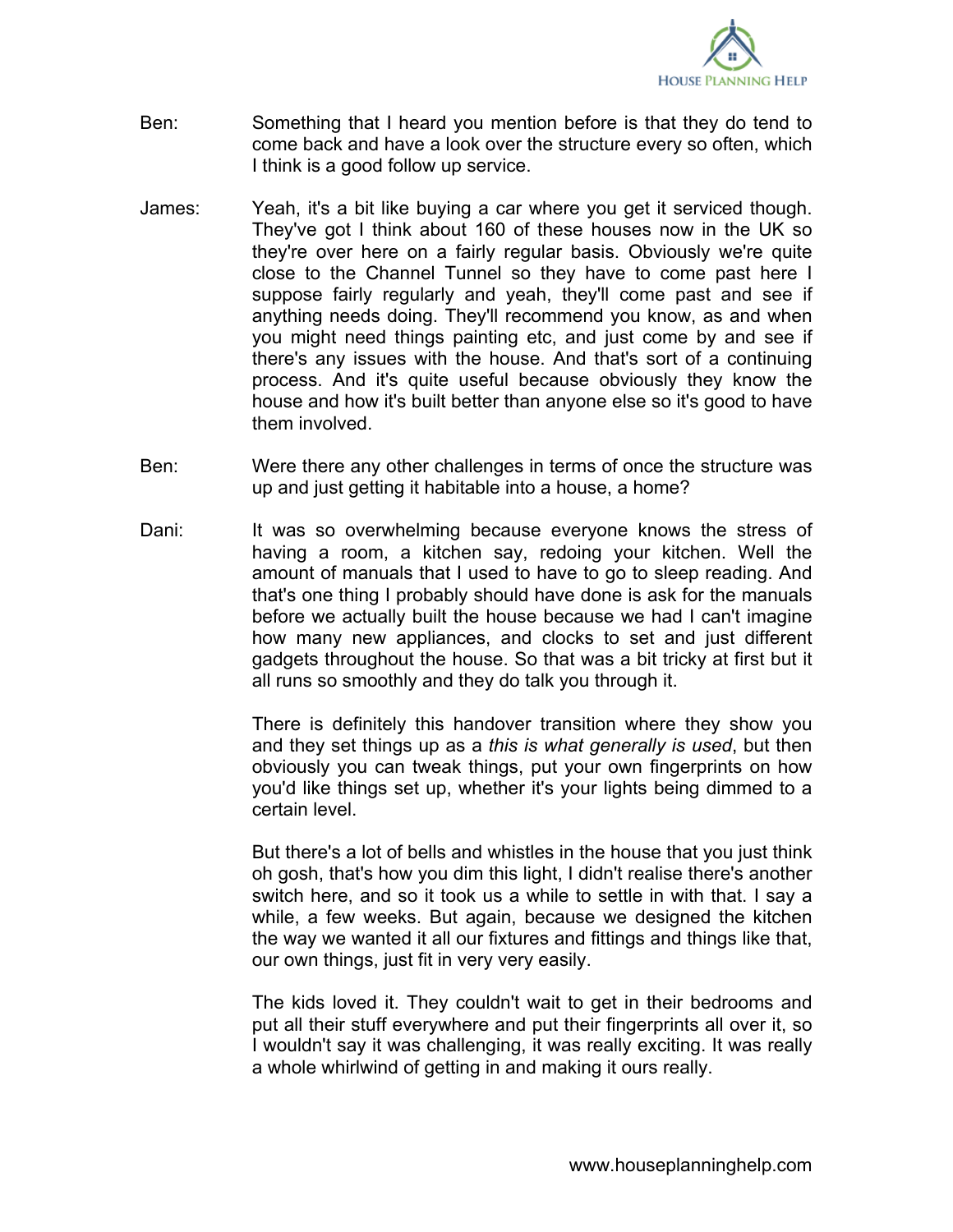Ben: Something that I heard you mention before is that they do tend to come back and have a look over the structure every so often, which I think is a good follow up service.

James: Yeah, it's a bit like buying a car where you get it serviced though. They've got I think about 160 of these houses now in the UK so they're over here on a fairly regular basis. Obviously we're quite close to the Channel Tunnel so they have to come past here I suppose fairly regularly and yeah, they'll come past and see if anything needs doing. They'll recommend you know, as and when you might need things painting etc, and just come by and see if there's any issues with the house. And that's sort of a continuing process. And it's quite useful because obviously they know the house and how it's built better than anyone else so it's good to have them involved.

Ben: Were there any other challenges in terms of once the structure was up and just getting it habitable into a house, a home?

Dani: It was so overwhelming because everyone knows the stress of having a room, a kitchen say, redoing your kitchen. Well the amount of manuals that I used to have to go to sleep reading. And that's one thing I probably should have done is ask for the manuals before we actually built the house because we had I can't imagine how many new appliances, and clocks to set and just different gadgets throughout the house. So that was a bit tricky at first but it all runs so smoothly and they do talk you through it.

There is definitely this handover transition where they show you and they set things up as a *this is what generally is used*, but then obviously you can tweak things, put your own fingerprints on how you'd like things set up, whether it's your lights being dimmed to a certain level.

But there's a lot of bells and whistles in the house that you just think oh gosh, that's how you dim this light, I didn't realise there's another switch here, and so it took us a while to settle in with that. I say a while, a few weeks. But again, because we designed the kitchen the way we wanted it all our fixtures and fittings and things like that, our own things, just fit in very very easily.

The kids loved it. They couldn't wait to get in their bedrooms and put all their stuff everywhere and put their fingerprints all over it, so I wouldn't say it was challenging, it was really exciting. It was really a whole whirlwind of getting in and making it ours really.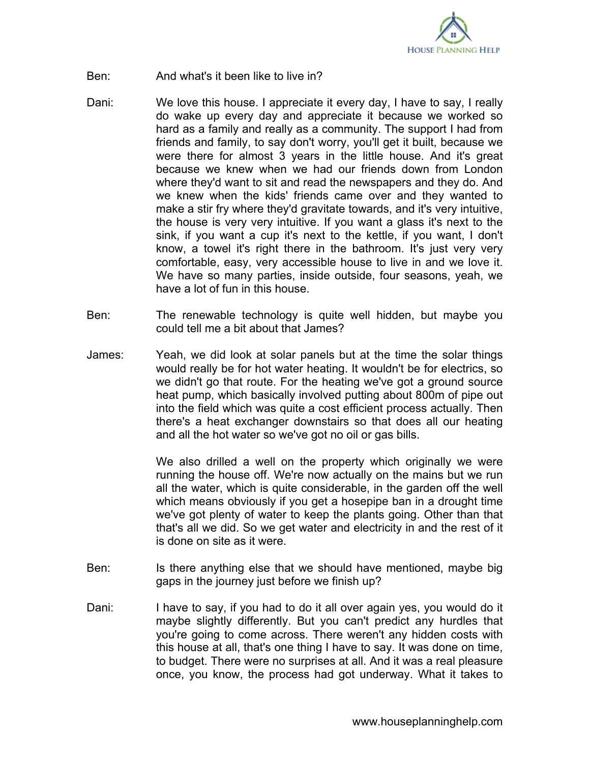Ben: And what's it been like to live in?

Dani: We love this house. I appreciate it every day, I have to say, I really do wake up every day and appreciate it because we worked so hard as a family and really as a community. The support I had from friends and family, to say don't worry, you'll get it built, because we were there for almost 3 years in the little house. And it's great because we knew when we had our friends down from London where they'd want to sit and read the newspapers and they do. And we knew when the kids' friends came over and they wanted to make a stir fry where they'd gravitate towards, and it's very intuitive, the house is very very intuitive. If you want a glass it's next to the sink, if you want a cup it's next to the kettle, if you want, I don't know, a towel it's right there in the bathroom. It's just very very comfortable, easy, very accessible house to live in and we love it. We have so many parties, inside outside, four seasons, yeah, we have a lot of fun in this house.

Ben: The renewable technology is quite well hidden, but maybe you could tell me a bit about that James?

James: Yeah, we did look at solar panels but at the time the solar things would really be for hot water heating. It wouldn't be for electrics, so we didn't go that route. For the heating we've got a ground source heat pump, which basically involved putting about 800m of pipe out into the field which was quite a cost efficient process actually. Then there's a heat exchanger downstairs so that does all our heating and all the hot water so we've got no oil or gas bills.

We also drilled a well on the property which originally we were running the house off. We're now actually on the mains but we run all the water, which is quite considerable, in the garden off the well which means obviously if you get a hosepipe ban in a drought time we've got plenty of water to keep the plants going. Other than that that's all we did. So we get water and electricity in and the rest of it is done on site as it were.

Ben: Is there anything else that we should have mentioned, maybe big gaps in the journey just before we finish up?

Dani: I have to say, if you had to do it all over again yes, you would do it maybe slightly differently. But you can't predict any hurdles that you're going to come across. There weren't any hidden costs with this house at all, that's one thing I have to say. It was done on time, to budget. There were no surprises at all. And it was a real pleasure once, you know, the process had got underway. What it takes to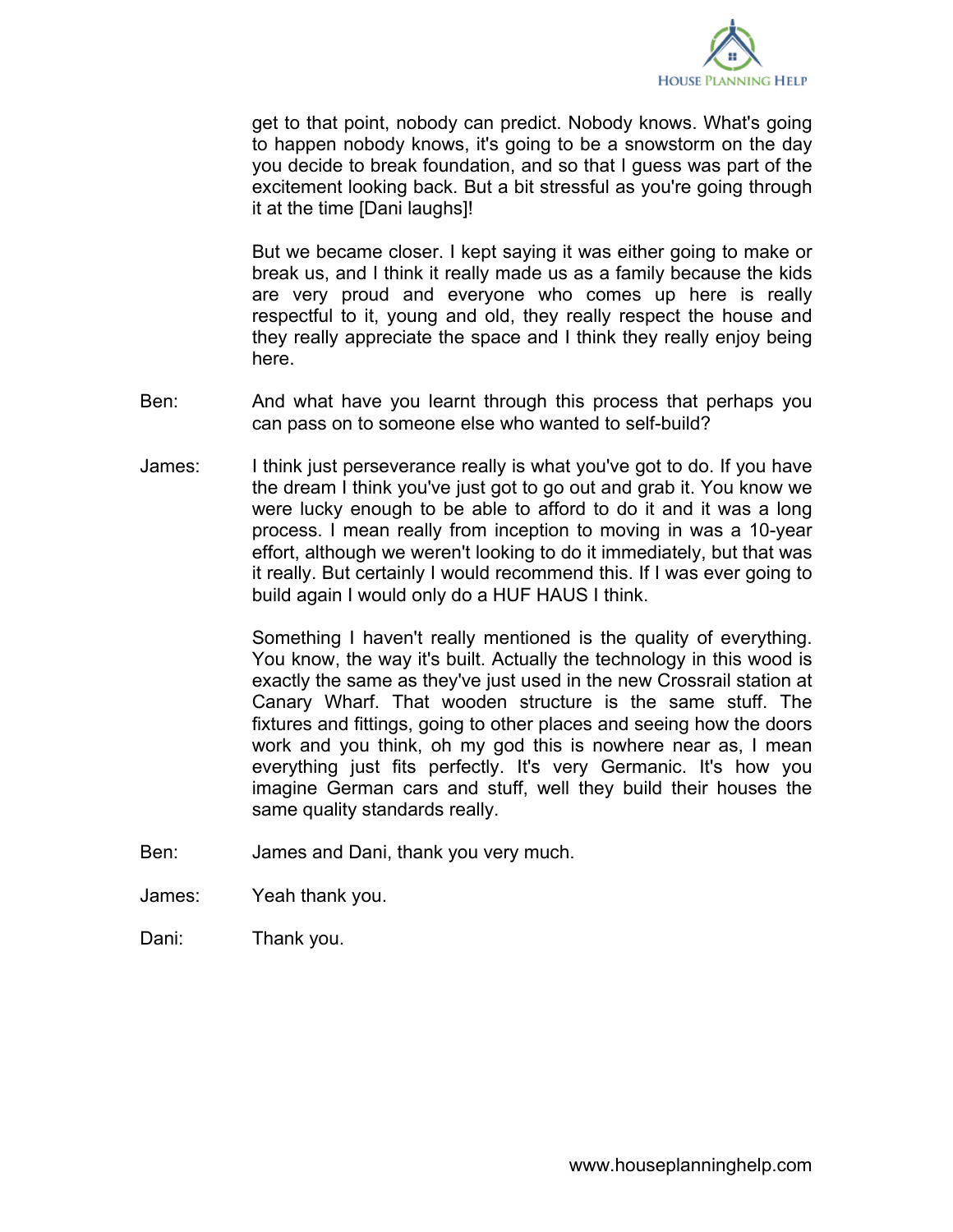get to that point, nobody can predict. Nobody knows. What's going to happen nobody knows, it's going to be a snowstorm on the day you decide to break foundation, and so that I guess was part of the excitement looking back. But a bit stressful as you're going through it at the time [Dani laughs]!

But we became closer. I kept saying it was either going to make or break us, and I think it really made us as a family because the kids are very proud and everyone who comes up here is really respectful to it, young and old, they really respect the house and they really appreciate the space and I think they really enjoy being here.

Ben: And what have you learnt through this process that perhaps you can pass on to someone else who wanted to self-build?

James: I think just perseverance really is what you've got to do. If you have the dream I think you've just got to go out and grab it. You know we were lucky enough to be able to afford to do it and it was a long process. I mean really from inception to moving in was a 10-year effort, although we weren't looking to do it immediately, but that was it really. But certainly I would recommend this. If I was ever going to build again I would only do a HUF HAUS I think.

Something I haven't really mentioned is the quality of everything. You know, the way it's built. Actually the technology in this wood is exactly the same as they've just used in the new Crossrail station at Canary Wharf. That wooden structure is the same stuff. The fixtures and fittings, going to other places and seeing how the doors work and you think, oh my god this is nowhere near as, I mean everything just fits perfectly. It's very Germanic. It's how you imagine German cars and stuff, well they build their houses the same quality standards really.

Ben: James and Dani, thank you very much.

James: Yeah thank you.

Dani: Thank you.